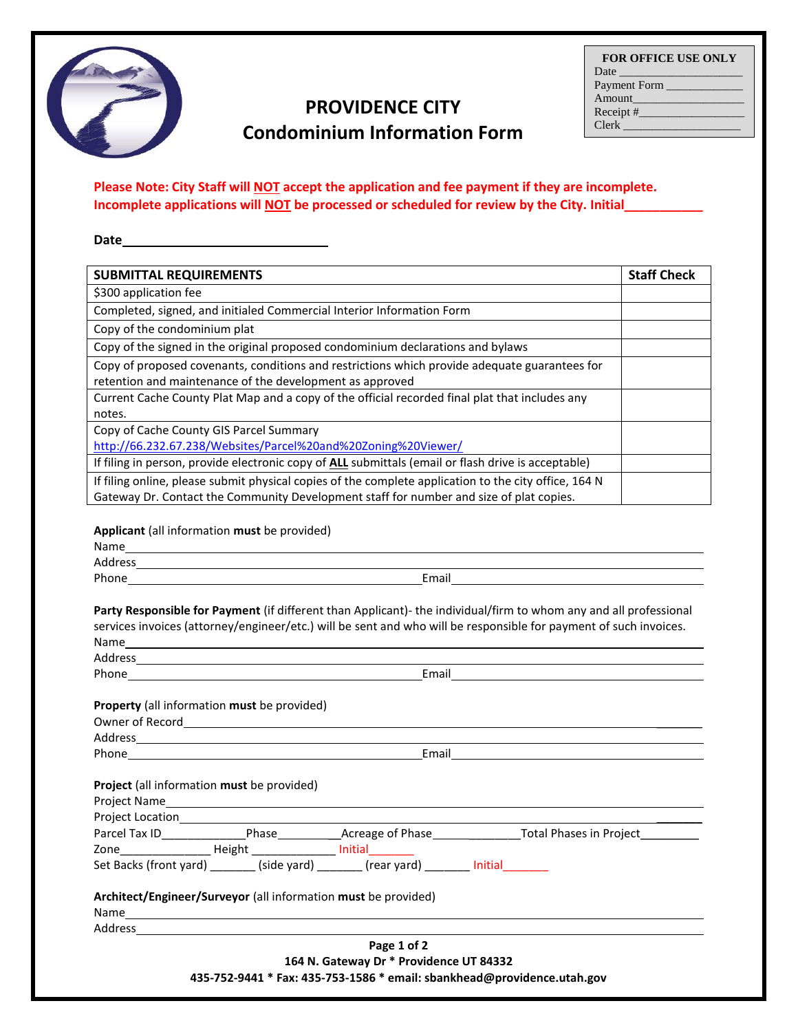# PROVIDENCE CITY
## Condominium Information Form

| FOR OFFICE USE ONLY |
|---|
| Date ____________________ |
| Payment Form ____________ |
| Amount__________________ |
| Receipt #________________ |
| Clerk ___________________ |

**Please Note: City Staff will NOT accept the application and fee payment if they are incomplete. Incomplete applications will NOT be processed or scheduled for review by the City. Initial__________**

**Date**____________________________

| SUBMITTAL REQUIREMENTS | Staff Check |
|---|---|
| $300 application fee | |
| Completed, signed, and initialed Commercial Interior Information Form | |
| Copy of the condominium plat | |
| Copy of the signed in the original proposed condominium declarations and bylaws | |
| Copy of proposed covenants, conditions and restrictions which provide adequate guarantees for retention and maintenance of the development as approved | |
| Current Cache County Plat Map and a copy of the official recorded final plat that includes any notes. | |
| Copy of Cache County GIS Parcel Summary http://66.232.67.238/Websites/Parcel%20and%20Zoning%20Viewer/ | |
| If filing in person, provide electronic copy of **ALL** submittals (email or flash drive is acceptable) | |
| If filing online, please submit physical copies of the complete application to the city office, 164 N Gateway Dr. Contact the Community Development staff for number and size of plat copies. | |

**Applicant** (all information **must** be provided)

Name____________________________________________________________

Address__________________________________________________________

Phone________________________________ Email_______________________

**Party Responsible for Payment** (if different than Applicant)- the individual/firm to whom any and all professional services invoices (attorney/engineer/etc.) will be sent and who will be responsible for payment of such invoices.

Name____________________________________________________________

Address__________________________________________________________

Phone________________________________ Email_______________________

**Property** (all information **must** be provided)

Owner of Record__________________________________________________

Address__________________________________________________________

Phone________________________________ Email_______________________

**Project** (all information **must** be provided)

Project Name_____________________________________________________

Project Location__________________________________________________

Parcel Tax ID_____________Phase__________Acreage of Phase______________Total Phases in Project_________

Zone______________ Height _____________ Initial_______

Set Backs (front yard) _______ (side yard) _______ (rear yard) _______ Initial_______

**Architect/Engineer/Surveyor** (all information **must** be provided)

Name____________________________________________________________

Address__________________________________________________________

**164 N. Gateway Dr * Providence UT 84332**

**435-752-9441 * Fax: 435-753-1586 * email: sbankhead@providence.utah.gov**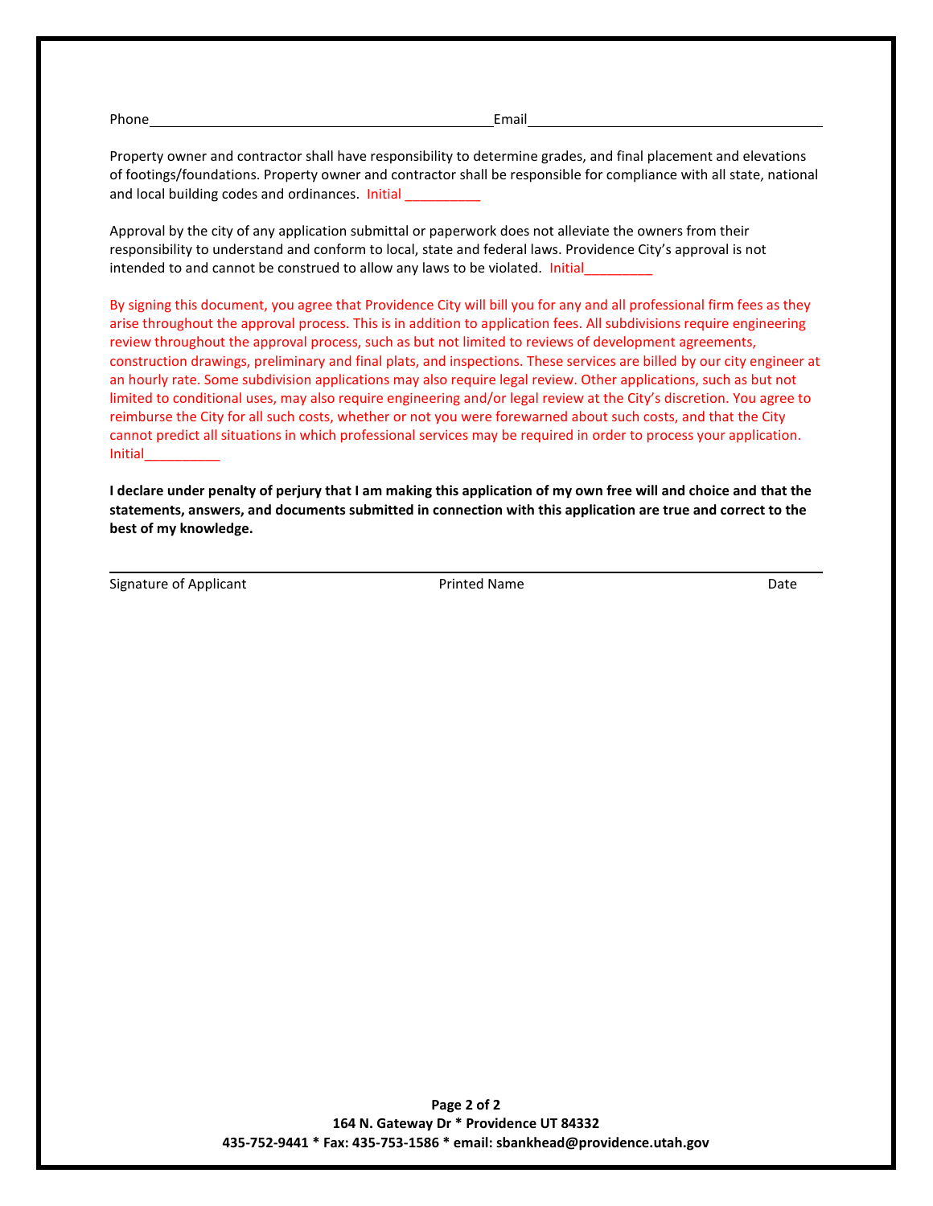Phone_____________________________________________Email______________________________________

Property owner and contractor shall have responsibility to determine grades, and final placement and elevations of footings/foundations. Property owner and contractor shall be responsible for compliance with all state, national and local building codes and ordinances. Initial __________

Approval by the city of any application submittal or paperwork does not alleviate the owners from their responsibility to understand and conform to local, state and federal laws. Providence City's approval is not intended to and cannot be construed to allow any laws to be violated. Initial_________

By signing this document, you agree that Providence City will bill you for any and all professional firm fees as they arise throughout the approval process. This is in addition to application fees. All subdivisions require engineering review throughout the approval process, such as but not limited to reviews of development agreements, construction drawings, preliminary and final plats, and inspections. These services are billed by our city engineer at an hourly rate. Some subdivision applications may also require legal review. Other applications, such as but not limited to conditional uses, may also require engineering and/or legal review at the City's discretion. You agree to reimburse the City for all such costs, whether or not you were forewarned about such costs, and that the City cannot predict all situations in which professional services may be required in order to process your application. Initial__________

**I declare under penalty of perjury that I am making this application of my own free will and choice and that the statements, answers, and documents submitted in connection with this application are true and correct to the best of my knowledge.**

___________________________________________________________________________________________

Signature of Applicant                                        Printed Name                                        Date

**164 N. Gateway Dr * Providence UT 84332**
**435-752-9441 * Fax: 435-753-1586 * email: sbankhead@providence.utah.gov**